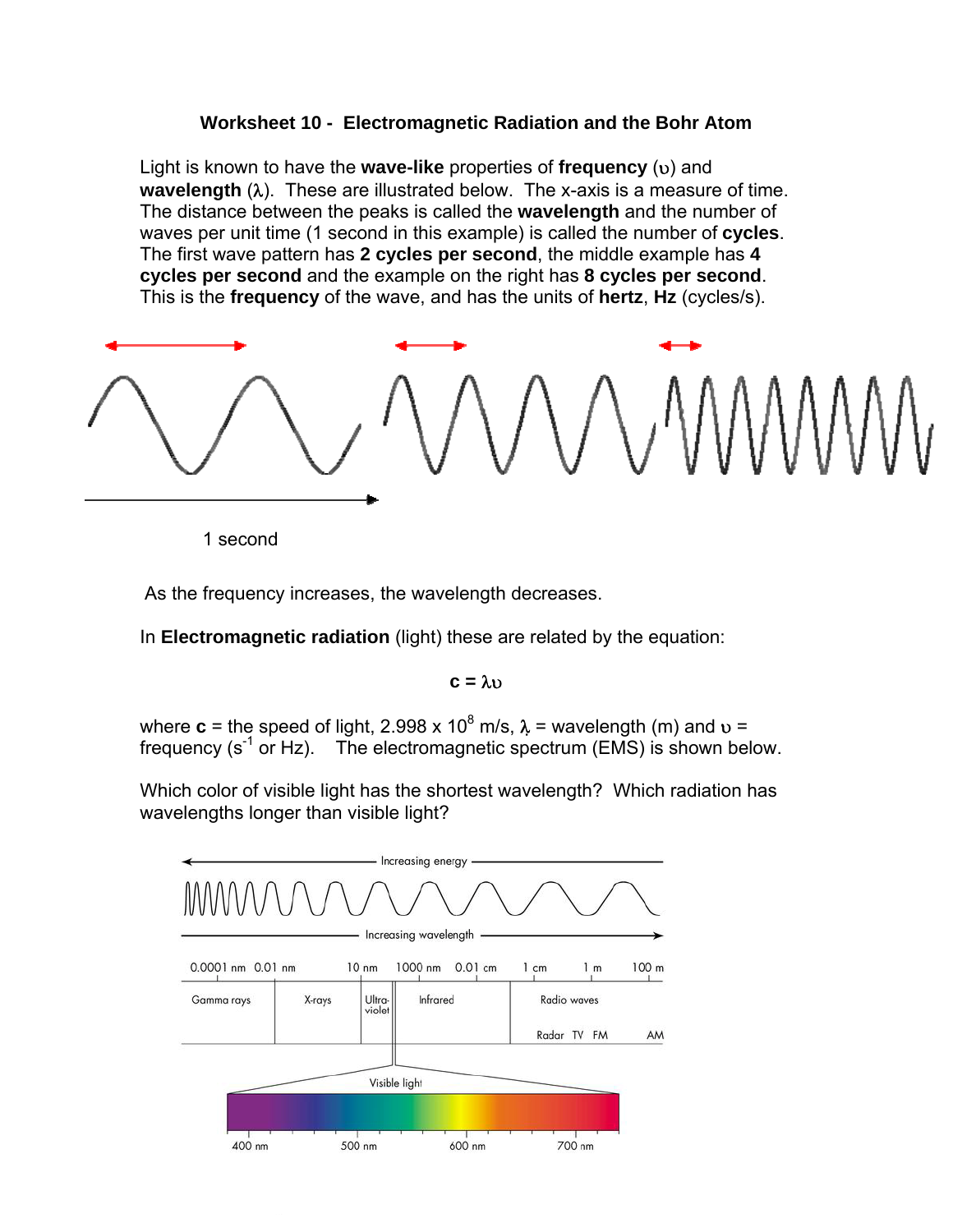# Worksheet 10 - Electromagnetic Radiation and the Bohr Atom

Light is known to have the **wave-like** properties of **frequency** ($\upsilon$) and **wavelength** ($\lambda$). These are illustrated below. The x-axis is a measure of time. The distance between the peaks is called the **wavelength** and the number of waves per unit time (1 second in this example) is called the number of **cycles**. The first wave pattern has **2 cycles per second**, the middle example has **4 cycles per second** and the example on the right has **8 cycles per second**. This is the **frequency** of the wave, and has the units of **hertz**, **Hz** (cycles/s).

1 second

As the frequency increases, the wavelength decreases.

In **Electromagnetic radiation** (light) these are related by the equation:

$$c = \lambda\upsilon$$

where **c** = the speed of light, $2.998 \times 10^8$ m/s, $\lambda$ = wavelength (m) and $\upsilon$ = frequency ($s^{-1}$ or Hz). The electromagnetic spectrum (EMS) is shown below.

Which color of visible light has the shortest wavelength? Which radiation has wavelengths longer than visible light?

Increasing energy

Increasing wavelength

0.0001 nm 0.01 nm 10 nm 1000 nm 0.01 cm 1 cm 1 m 100 m

Gamma rays | X-rays | Ultra-violet | Infrared | Radio waves

Radar TV FM AM

Visible light

400 nm 500 nm 600 nm 700 nm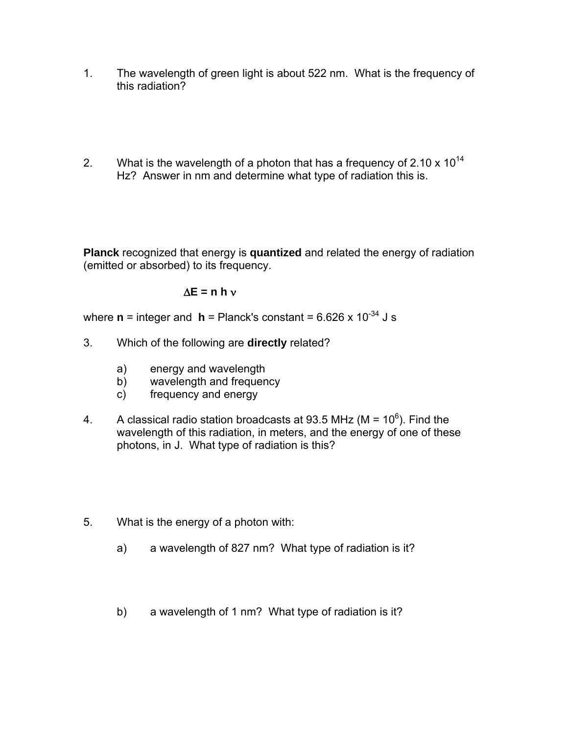1. The wavelength of green light is about 522 nm. What is the frequency of this radiation?

2. What is the wavelength of a photon that has a frequency of $2.10 \times 10^{14}$ Hz? Answer in nm and determine what type of radiation this is.

**Planck** recognized that energy is **quantized** and related the energy of radiation (emitted or absorbed) to its frequency.

$$\Delta E = n\, h\, \nu$$

where **n** = integer and **h** = Planck's constant = $6.626 \times 10^{-34}$ J s

3. Which of the following are **directly** related?

   a) energy and wavelength
   b) wavelength and frequency
   c) frequency and energy

4. A classical radio station broadcasts at 93.5 MHz (M = $10^6$). Find the wavelength of this radiation, in meters, and the energy of one of these photons, in J. What type of radiation is this?

5. What is the energy of a photon with:

   a) a wavelength of 827 nm? What type of radiation is it?

   b) a wavelength of 1 nm? What type of radiation is it?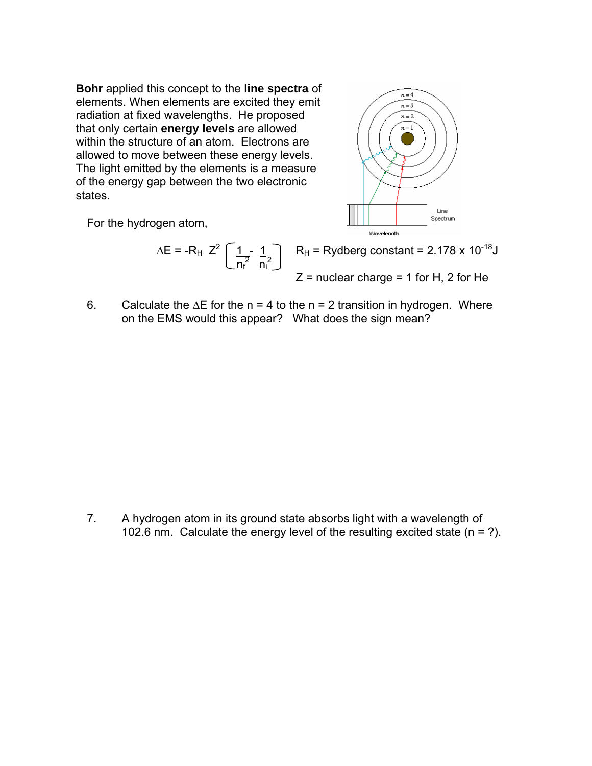**Bohr** applied this concept to the **line spectra** of elements. When elements are excited they emit radiation at fixed wavelengths. He proposed that only certain **energy levels** are allowed within the structure of an atom. Electrons are allowed to move between these energy levels. The light emitted by the elements is a measure of the energy gap between the two electronic states.

For the hydrogen atom,

$$\Delta E = -R_H \; Z^2 \left[ \frac{1}{n_f^2} - \frac{1}{n_i^2} \right]$$

$R_H$ = Rydberg constant = $2.178 \times 10^{-18}$ J

Z = nuclear charge = 1 for H, 2 for He

6. Calculate the $\Delta E$ for the n = 4 to the n = 2 transition in hydrogen. Where on the EMS would this appear? What does the sign mean?

7. A hydrogen atom in its ground state absorbs light with a wavelength of 102.6 nm. Calculate the energy level of the resulting excited state (n = ?).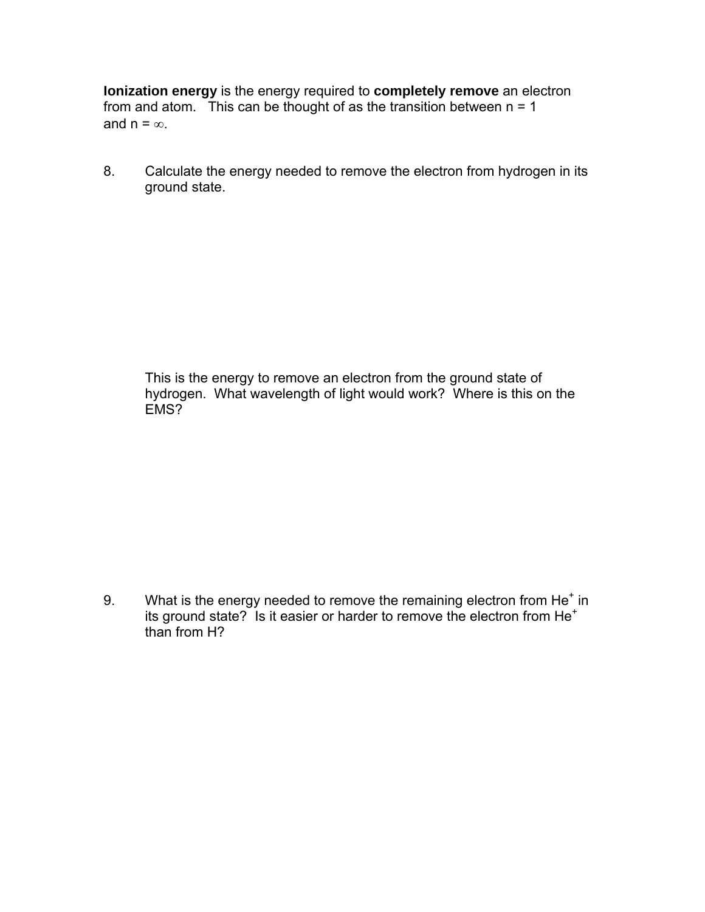**Ionization energy** is the energy required to **completely remove** an electron from and atom.  This can be thought of as the transition between n = 1 and n = $\infty$.

8. Calculate the energy needed to remove the electron from hydrogen in its ground state.

   This is the energy to remove an electron from the ground state of hydrogen. What wavelength of light would work? Where is this on the EMS?

9. What is the energy needed to remove the remaining electron from $He^{+}$ in its ground state? Is it easier or harder to remove the electron from $He^{+}$ than from H?